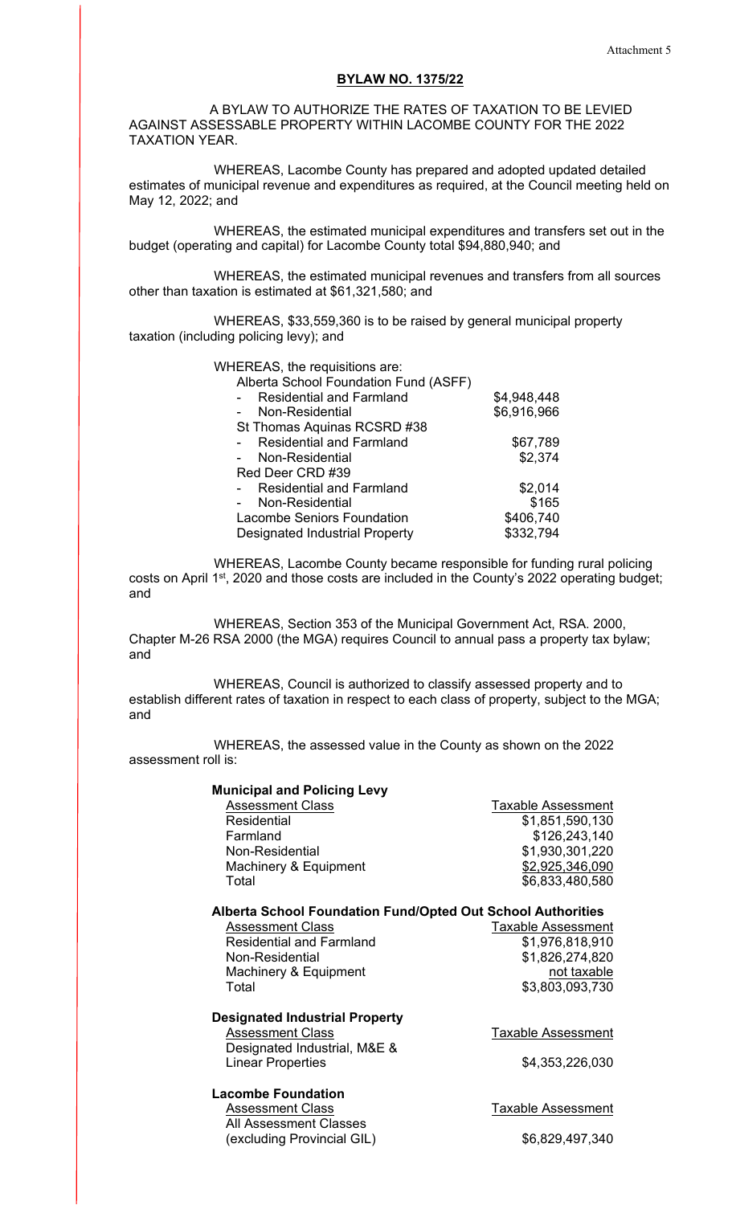Attachment 5

# BYLAW NO. 1375/22

A BYLAW TO AUTHORIZE THE RATES OF TAXATION TO BE LEVIED AGAINST ASSESSABLE PROPERTY WITHIN LACOMBE COUNTY FOR THE 2022 TAXATION YEAR.

WHEREAS, Lacombe County has prepared and adopted updated detailed estimates of municipal revenue and expenditures as required, at the Council meeting held on May 12, 2022; and

WHEREAS, the estimated municipal expenditures and transfers set out in the budget (operating and capital) for Lacombe County total $94,880,940; and

WHEREAS, the estimated municipal revenues and transfers from all sources other than taxation is estimated at $61,321,580; and

WHEREAS, $33,559,360 is to be raised by general municipal property taxation (including policing levy); and

WHEREAS, the requisitions are:

| | |
|---|---|
| Alberta School Foundation Fund (ASFF) | |
| - Residential and Farmland | $4,948,448 |
| - Non-Residential | $6,916,966 |
| St Thomas Aquinas RCSRD #38 | |
| - Residential and Farmland | $67,789 |
| - Non-Residential | $2,374 |
| Red Deer CRD #39 | |
| - Residential and Farmland | $2,014 |
| - Non-Residential | $165 |
| Lacombe Seniors Foundation | $406,740 |
| Designated Industrial Property | $332,794 |

WHEREAS, Lacombe County became responsible for funding rural policing costs on April 1st, 2020 and those costs are included in the County's 2022 operating budget; and

WHEREAS, Section 353 of the Municipal Government Act, RSA. 2000, Chapter M-26 RSA 2000 (the MGA) requires Council to annual pass a property tax bylaw; and

WHEREAS, Council is authorized to classify assessed property and to establish different rates of taxation in respect to each class of property, subject to the MGA; and

WHEREAS, the assessed value in the County as shown on the 2022 assessment roll is:

**Municipal and Policing Levy**

| Assessment Class | Taxable Assessment |
|---|---|
| Residential | $1,851,590,130 |
| Farmland | $126,243,140 |
| Non-Residential | $1,930,301,220 |
| Machinery & Equipment | $2,925,346,090 |
| Total | $6,833,480,580 |

**Alberta School Foundation Fund/Opted Out School Authorities**

| Assessment Class | Taxable Assessment |
|---|---|
| Residential and Farmland | $1,976,818,910 |
| Non-Residential | $1,826,274,820 |
| Machinery & Equipment | not taxable |
| Total | $3,803,093,730 |

**Designated Industrial Property**

| Assessment Class | Taxable Assessment |
|---|---|
| Designated Industrial, M&E & Linear Properties | $4,353,226,030 |

**Lacombe Foundation**

| Assessment Class | Taxable Assessment |
|---|---|
| All Assessment Classes (excluding Provincial GIL) | $6,829,497,340 |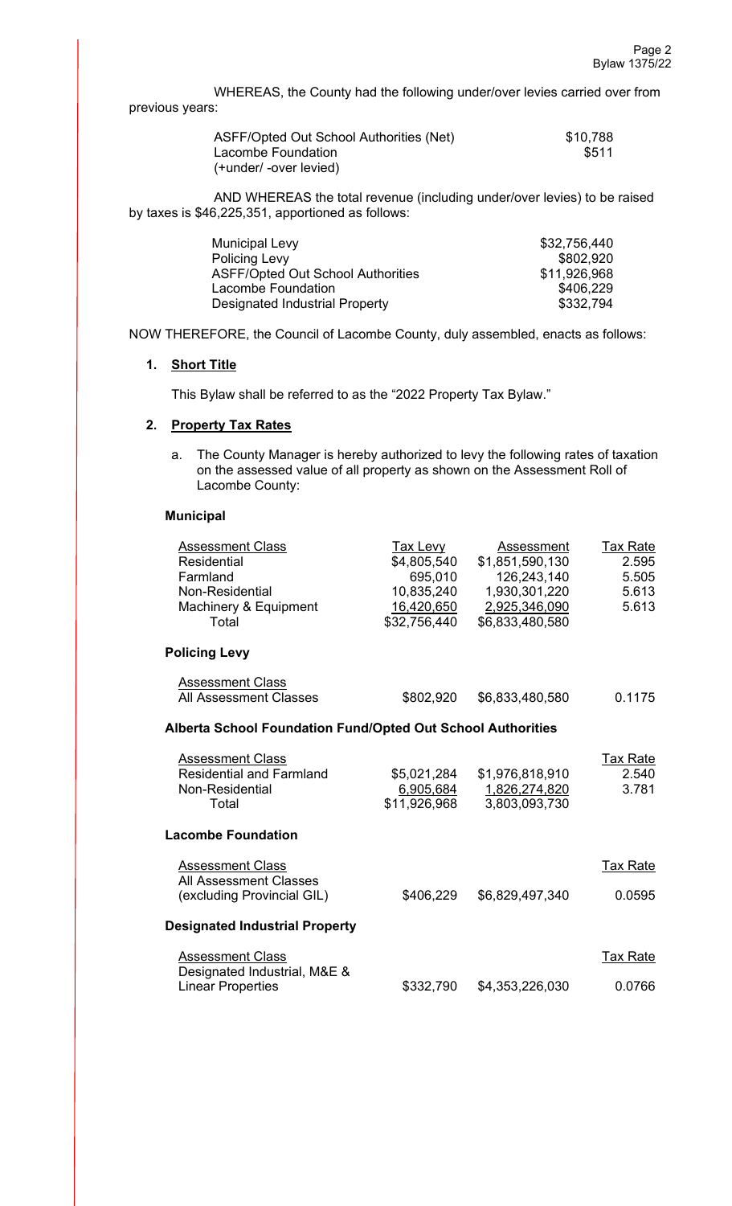WHEREAS, the County had the following under/over levies carried over from previous years:

| | |
|---|---|
| ASFF/Opted Out School Authorities (Net) | $10,788 |
| Lacombe Foundation | $511 |
| (+under/ -over levied) | |

AND WHEREAS the total revenue (including under/over levies) to be raised by taxes is $46,225,351, apportioned as follows:

| | |
|---|---|
| Municipal Levy | $32,756,440 |
| Policing Levy | $802,920 |
| ASFF/Opted Out School Authorities | $11,926,968 |
| Lacombe Foundation | $406,229 |
| Designated Industrial Property | $332,794 |

NOW THEREFORE, the Council of Lacombe County, duly assembled, enacts as follows:

1. **Short Title**

   This Bylaw shall be referred to as the "2022 Property Tax Bylaw."

2. **Property Tax Rates**

   a. The County Manager is hereby authorized to levy the following rates of taxation on the assessed value of all property as shown on the Assessment Roll of Lacombe County:

**Municipal**

| Assessment Class | Tax Levy | Assessment | Tax Rate |
|---|---|---|---|
| Residential | $4,805,540 | $1,851,590,130 | 2.595 |
| Farmland | 695,010 | 126,243,140 | 5.505 |
| Non-Residential | 10,835,240 | 1,930,301,220 | 5.613 |
| Machinery & Equipment | 16,420,650 | 2,925,346,090 | 5.613 |
| Total | $32,756,440 | $6,833,480,580 | |

**Policing Levy**

| Assessment Class | | | |
|---|---|---|---|
| All Assessment Classes | $802,920 | $6,833,480,580 | 0.1175 |

**Alberta School Foundation Fund/Opted Out School Authorities**

| Assessment Class | | | Tax Rate |
|---|---|---|---|
| Residential and Farmland | $5,021,284 | $1,976,818,910 | 2.540 |
| Non-Residential | 6,905,684 | 1,826,274,820 | 3.781 |
| Total | $11,926,968 | 3,803,093,730 | |

**Lacombe Foundation**

| Assessment Class | | | Tax Rate |
|---|---|---|---|
| All Assessment Classes (excluding Provincial GIL) | $406,229 | $6,829,497,340 | 0.0595 |

**Designated Industrial Property**

| Assessment Class | | | Tax Rate |
|---|---|---|---|
| Designated Industrial, M&E & Linear Properties | $332,790 | $4,353,226,030 | 0.0766 |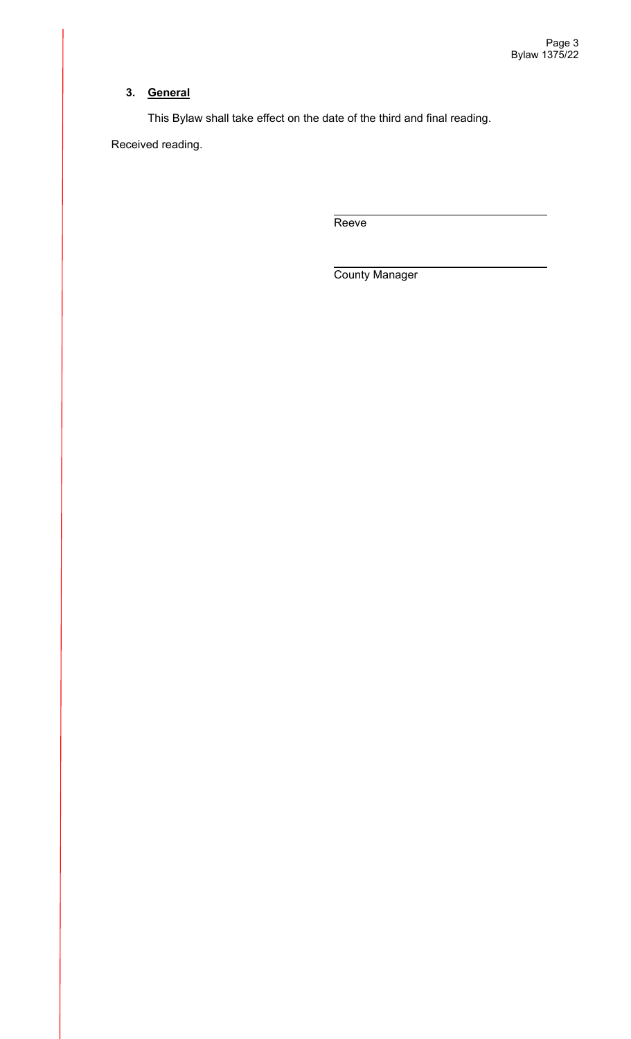### 3. **General**

This Bylaw shall take effect on the date of the third and final reading.

Received reading.

\_\_\_\_\_\_\_\_\_\_\_\_\_\_\_\_\_\_\_\_\_\_\_\_\_\_\_\_\_\_
Reeve

\_\_\_\_\_\_\_\_\_\_\_\_\_\_\_\_\_\_\_\_\_\_\_\_\_\_\_\_\_\_
County Manager